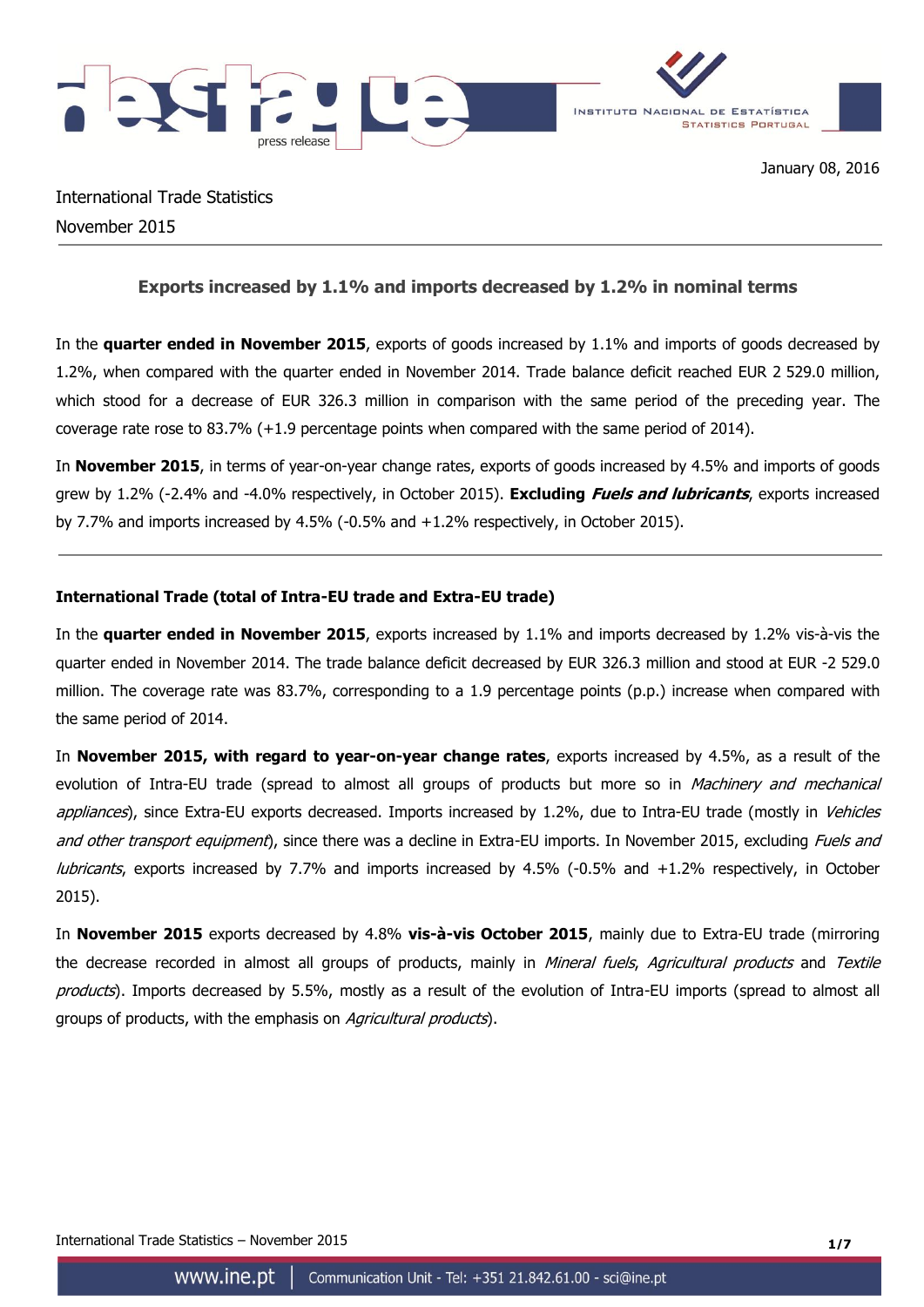January 08, 2016

International Trade Statistics

November 2015

## Exports increased by 1.1% and imports decreased by 1.2% in nominal terms

In the **quarter ended in November 2015**, exports of goods increased by 1.1% and imports of goods decreased by 1.2%, when compared with the quarter ended in November 2014. Trade balance deficit reached EUR 2 529.0 million, which stood for a decrease of EUR 326.3 million in comparison with the same period of the preceding year. The coverage rate rose to 83.7% (+1.9 percentage points when compared with the same period of 2014).

In **November 2015**, in terms of year-on-year change rates, exports of goods increased by 4.5% and imports of goods grew by 1.2% (-2.4% and -4.0% respectively, in October 2015). **Excluding *Fuels and lubricants***, exports increased by 7.7% and imports increased by 4.5% (-0.5% and +1.2% respectively, in October 2015).

### International Trade (total of Intra-EU trade and Extra-EU trade)

In the **quarter ended in November 2015**, exports increased by 1.1% and imports decreased by 1.2% vis-à-vis the quarter ended in November 2014. The trade balance deficit decreased by EUR 326.3 million and stood at EUR -2 529.0 million. The coverage rate was 83.7%, corresponding to a 1.9 percentage points (p.p.) increase when compared with the same period of 2014.

In **November 2015, with regard to year-on-year change rates**, exports increased by 4.5%, as a result of the evolution of Intra-EU trade (spread to almost all groups of products but more so in *Machinery and mechanical appliances*), since Extra-EU exports decreased. Imports increased by 1.2%, due to Intra-EU trade (mostly in *Vehicles and other transport equipment*), since there was a decline in Extra-EU imports. In November 2015, excluding *Fuels and lubricants*, exports increased by 7.7% and imports increased by 4.5% (-0.5% and +1.2% respectively, in October 2015).

In **November 2015** exports decreased by 4.8% **vis-à-vis October 2015**, mainly due to Extra-EU trade (mirroring the decrease recorded in almost all groups of products, mainly in *Mineral fuels*, *Agricultural products* and *Textile products*). Imports decreased by 5.5%, mostly as a result of the evolution of Intra-EU imports (spread to almost all groups of products, with the emphasis on *Agricultural products*).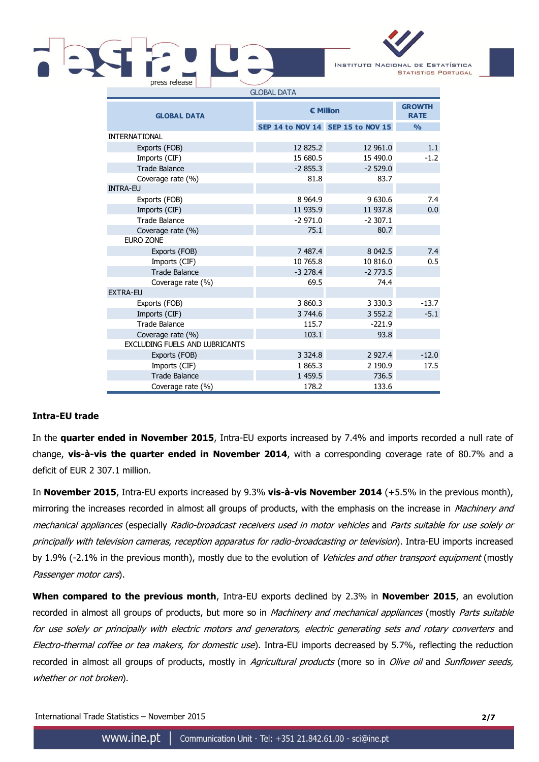GLOBAL DATA

| GLOBAL DATA | € Million | | GROWTH RATE |
|---|---|---|---|
| | SEP 14 to NOV 14 | SEP 15 to NOV 15 | % |
| INTERNATIONAL | | | |
| Exports (FOB) | 12 825.2 | 12 961.0 | 1.1 |
| Imports (CIF) | 15 680.5 | 15 490.0 | -1.2 |
| Trade Balance | -2 855.3 | -2 529.0 | |
| Coverage rate (%) | 81.8 | 83.7 | |
| INTRA-EU | | | |
| Exports (FOB) | 8 964.9 | 9 630.6 | 7.4 |
| Imports (CIF) | 11 935.9 | 11 937.8 | 0.0 |
| Trade Balance | -2 971.0 | -2 307.1 | |
| Coverage rate (%) | 75.1 | 80.7 | |
| EURO ZONE | | | |
| Exports (FOB) | 7 487.4 | 8 042.5 | 7.4 |
| Imports (CIF) | 10 765.8 | 10 816.0 | 0.5 |
| Trade Balance | -3 278.4 | -2 773.5 | |
| Coverage rate (%) | 69.5 | 74.4 | |
| EXTRA-EU | | | |
| Exports (FOB) | 3 860.3 | 3 330.3 | -13.7 |
| Imports (CIF) | 3 744.6 | 3 552.2 | -5.1 |
| Trade Balance | 115.7 | -221.9 | |
| Coverage rate (%) | 103.1 | 93.8 | |
| EXCLUDING FUELS AND LUBRICANTS | | | |
| Exports (FOB) | 3 324.8 | 2 927.4 | -12.0 |
| Imports (CIF) | 1 865.3 | 2 190.9 | 17.5 |
| Trade Balance | 1 459.5 | 736.5 | |
| Coverage rate (%) | 178.2 | 133.6 | |

**Intra-EU trade**

In the **quarter ended in November 2015**, Intra-EU exports increased by 7.4% and imports recorded a null rate of change, **vis-à-vis the quarter ended in November 2014**, with a corresponding coverage rate of 80.7% and a deficit of EUR 2 307.1 million.

In **November 2015**, Intra-EU exports increased by 9.3% **vis-à-vis November 2014** (+5.5% in the previous month), mirroring the increases recorded in almost all groups of products, with the emphasis on the increase in *Machinery and mechanical appliances* (especially *Radio-broadcast receivers used in motor vehicles* and *Parts suitable for use solely or principally with television cameras, reception apparatus for radio-broadcasting or television*). Intra-EU imports increased by 1.9% (-2.1% in the previous month), mostly due to the evolution of *Vehicles and other transport equipment* (mostly *Passenger motor cars*).

**When compared to the previous month**, Intra-EU exports declined by 2.3% in **November 2015**, an evolution recorded in almost all groups of products, but more so in *Machinery and mechanical appliances* (mostly *Parts suitable for use solely or principally with electric motors and generators, electric generating sets and rotary converters* and *Electro-thermal coffee or tea makers, for domestic use*). Intra-EU imports decreased by 5.7%, reflecting the reduction recorded in almost all groups of products, mostly in *Agricultural products* (more so in *Olive oil* and *Sunflower seeds, whether or not broken*).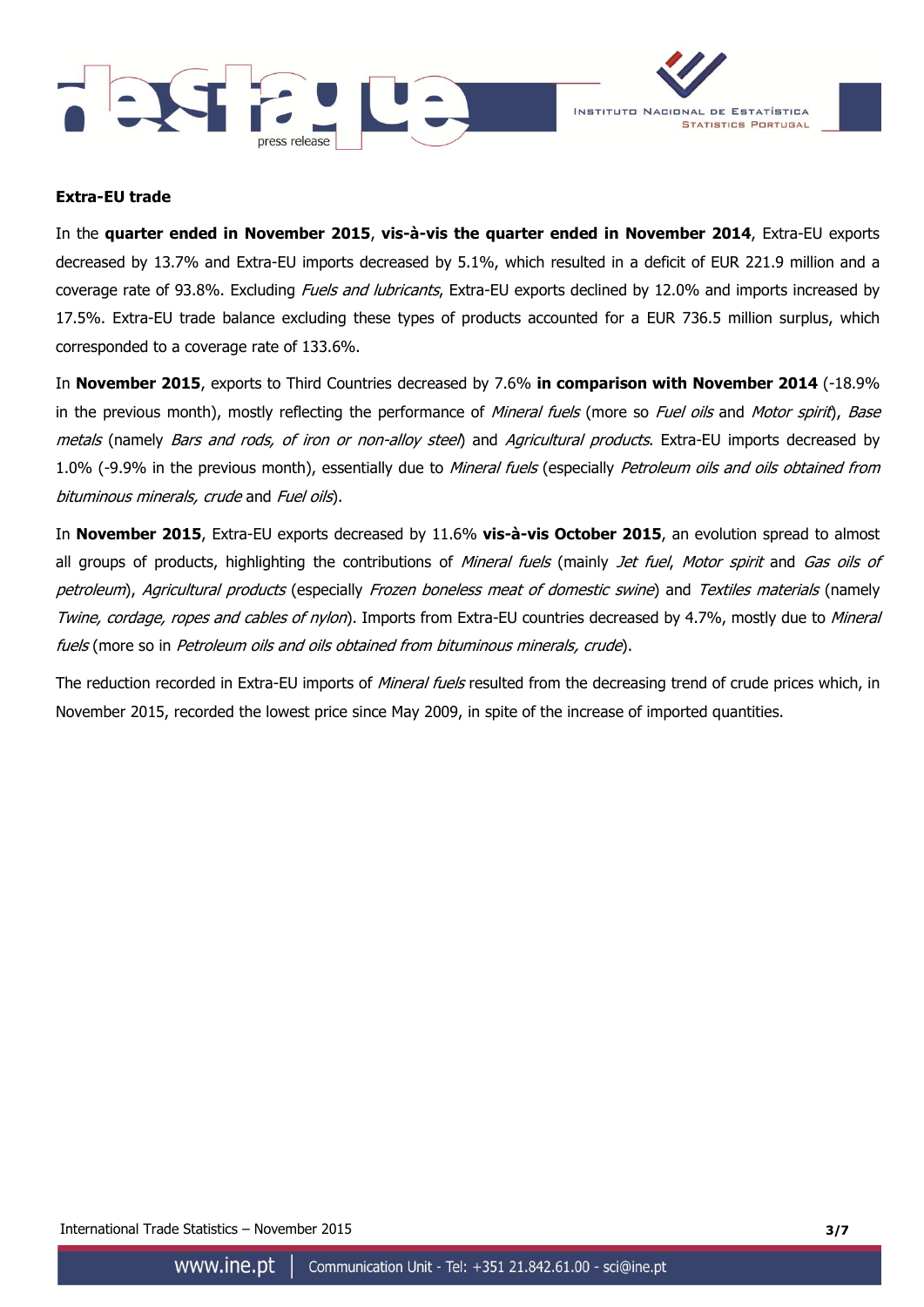**Extra-EU trade**

In the **quarter ended in November 2015**, **vis-à-vis the quarter ended in November 2014**, Extra-EU exports decreased by 13.7% and Extra-EU imports decreased by 5.1%, which resulted in a deficit of EUR 221.9 million and a coverage rate of 93.8%. Excluding *Fuels and lubricants*, Extra-EU exports declined by 12.0% and imports increased by 17.5%. Extra-EU trade balance excluding these types of products accounted for a EUR 736.5 million surplus, which corresponded to a coverage rate of 133.6%.

In **November 2015**, exports to Third Countries decreased by 7.6% **in comparison with November 2014** (-18.9% in the previous month), mostly reflecting the performance of *Mineral fuels* (more so *Fuel oils* and *Motor spirit*), *Base metals* (namely *Bars and rods, of iron or non-alloy steel*) and *Agricultural products*. Extra-EU imports decreased by 1.0% (-9.9% in the previous month), essentially due to *Mineral fuels* (especially *Petroleum oils and oils obtained from bituminous minerals, crude* and *Fuel oils*).

In **November 2015**, Extra-EU exports decreased by 11.6% **vis-à-vis October 2015**, an evolution spread to almost all groups of products, highlighting the contributions of *Mineral fuels* (mainly *Jet fuel*, *Motor spirit* and *Gas oils of petroleum*), *Agricultural products* (especially *Frozen boneless meat of domestic swine*) and *Textiles materials* (namely *Twine, cordage, ropes and cables of nylon*). Imports from Extra-EU countries decreased by 4.7%, mostly due to *Mineral fuels* (more so in *Petroleum oils and oils obtained from bituminous minerals, crude*).

The reduction recorded in Extra-EU imports of *Mineral fuels* resulted from the decreasing trend of crude prices which, in November 2015, recorded the lowest price since May 2009, in spite of the increase of imported quantities.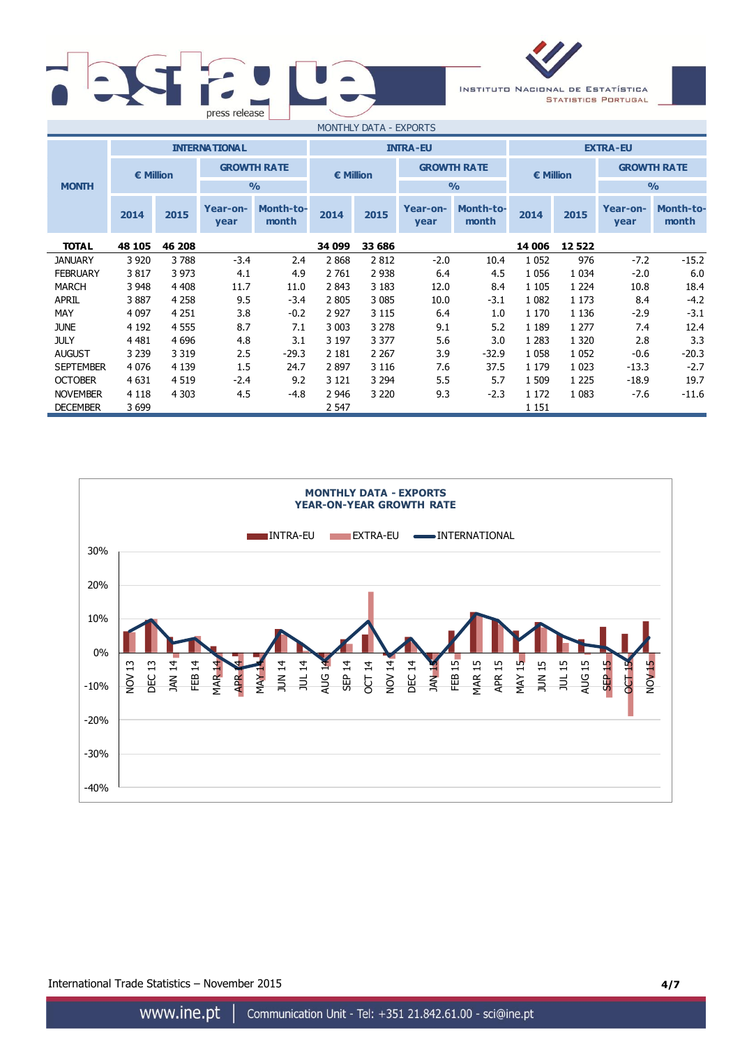## MONTHLY DATA - EXPORTS

| MONTH | INTERNATIONAL | | | | INTRA-EU | | | | EXTRA-EU | | | |
|---|---|---|---|---|---|---|---|---|---|---|---|---|
| | € Million | | GROWTH RATE % | | € Million | | GROWTH RATE % | | € Million | | GROWTH RATE % | |
| | 2014 | 2015 | Year-on-year | Month-to-month | 2014 | 2015 | Year-on-year | Month-to-month | 2014 | 2015 | Year-on-year | Month-to-month |
| **TOTAL** | **48 105** | **46 208** | | | **34 099** | **33 686** | | | **14 006** | **12 522** | | |
| JANUARY | 3 920 | 3 788 | -3.4 | 2.4 | 2 868 | 2 812 | -2.0 | 10.4 | 1 052 | 976 | -7.2 | -15.2 |
| FEBRUARY | 3 817 | 3 973 | 4.1 | 4.9 | 2 761 | 2 938 | 6.4 | 4.5 | 1 056 | 1 034 | -2.0 | 6.0 |
| MARCH | 3 948 | 4 408 | 11.7 | 11.0 | 2 843 | 3 183 | 12.0 | 8.4 | 1 105 | 1 224 | 10.8 | 18.4 |
| APRIL | 3 887 | 4 258 | 9.5 | -3.4 | 2 805 | 3 085 | 10.0 | -3.1 | 1 082 | 1 173 | 8.4 | -4.2 |
| MAY | 4 097 | 4 251 | 3.8 | -0.2 | 2 927 | 3 115 | 6.4 | 1.0 | 1 170 | 1 136 | -2.9 | -3.1 |
| JUNE | 4 192 | 4 555 | 8.7 | 7.1 | 3 003 | 3 278 | 9.1 | 5.2 | 1 189 | 1 277 | 7.4 | 12.4 |
| JULY | 4 481 | 4 696 | 4.8 | 3.1 | 3 197 | 3 377 | 5.6 | 3.0 | 1 283 | 1 320 | 2.8 | 3.3 |
| AUGUST | 3 239 | 3 319 | 2.5 | -29.3 | 2 181 | 2 267 | 3.9 | -32.9 | 1 058 | 1 052 | -0.6 | -20.3 |
| SEPTEMBER | 4 076 | 4 139 | 1.5 | 24.7 | 2 897 | 3 116 | 7.6 | 37.5 | 1 179 | 1 023 | -13.3 | -2.7 |
| OCTOBER | 4 631 | 4 519 | -2.4 | 9.2 | 3 121 | 3 294 | 5.5 | 5.7 | 1 509 | 1 225 | -18.9 | 19.7 |
| NOVEMBER | 4 118 | 4 303 | 4.5 | -4.8 | 2 946 | 3 220 | 9.3 | -2.3 | 1 172 | 1 083 | -7.6 | -11.6 |
| DECEMBER | 3 699 | | | | 2 547 | | | | 1 151 | | | |

**MONTHLY DATA - EXPORTS**
**YEAR-ON-YEAR GROWTH RATE**

Legend: INTRA-EU, EXTRA-EU, INTERNATIONAL

Y-axis: 30%, 20%, 10%, 0%, -10%, -20%, -30%, -40%

X-axis: NOV 13, DEC 13, JAN 14, FEB 14, MAR 14, APR 14, MAY 14, JUN 14, JUL 14, AUG 14, SEP 14, OCT 14, NOV 14, DEC 14, JAN 15, FEB 15, MAR 15, APR 15, MAY 15, JUN 15, JUL 15, AUG 15, SEP 15, OCT 15, NOV 15

International Trade Statistics – November 2015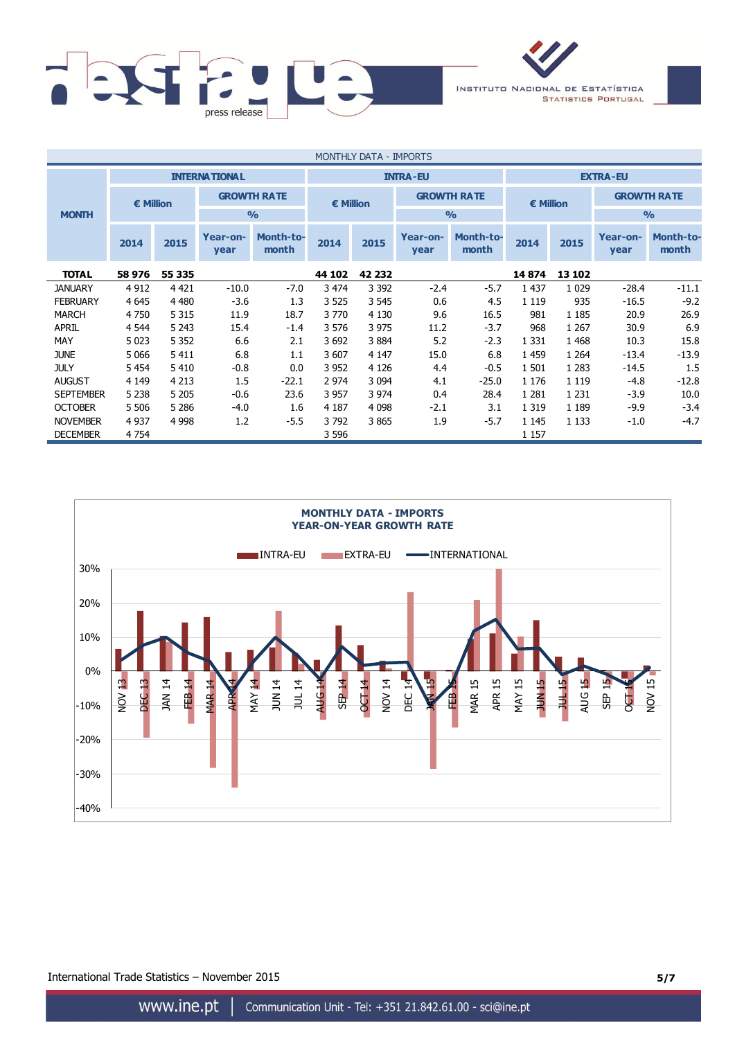MONTHLY DATA - IMPORTS

| MONTH | INTERNATIONAL | | | | INTRA-EU | | | | EXTRA-EU | | | |
|---|---|---|---|---|---|---|---|---|---|---|---|---|
| | € Million | | GROWTH RATE % | | € Million | | GROWTH RATE % | | € Million | | GROWTH RATE % | |
| | 2014 | 2015 | Year-on-year | Month-to-month | 2014 | 2015 | Year-on-year | Month-to-month | 2014 | 2015 | Year-on-year | Month-to-month |
| **TOTAL** | **58 976** | **55 335** | | | **44 102** | **42 232** | | | **14 874** | **13 102** | | |
| JANUARY | 4 912 | 4 421 | -10.0 | -7.0 | 3 474 | 3 392 | -2.4 | -5.7 | 1 437 | 1 029 | -28.4 | -11.1 |
| FEBRUARY | 4 645 | 4 480 | -3.6 | 1.3 | 3 525 | 3 545 | 0.6 | 4.5 | 1 119 | 935 | -16.5 | -9.2 |
| MARCH | 4 750 | 5 315 | 11.9 | 18.7 | 3 770 | 4 130 | 9.6 | 16.5 | 981 | 1 185 | 20.9 | 26.9 |
| APRIL | 4 544 | 5 243 | 15.4 | -1.4 | 3 576 | 3 975 | 11.2 | -3.7 | 968 | 1 267 | 30.9 | 6.9 |
| MAY | 5 023 | 5 352 | 6.6 | 2.1 | 3 692 | 3 884 | 5.2 | -2.3 | 1 331 | 1 468 | 10.3 | 15.8 |
| JUNE | 5 066 | 5 411 | 6.8 | 1.1 | 3 607 | 4 147 | 15.0 | 6.8 | 1 459 | 1 264 | -13.4 | -13.9 |
| JULY | 5 454 | 5 410 | -0.8 | 0.0 | 3 952 | 4 126 | 4.4 | -0.5 | 1 501 | 1 283 | -14.5 | 1.5 |
| AUGUST | 4 149 | 4 213 | 1.5 | -22.1 | 2 974 | 3 094 | 4.1 | -25.0 | 1 176 | 1 119 | -4.8 | -12.8 |
| SEPTEMBER | 5 238 | 5 205 | -0.6 | 23.6 | 3 957 | 3 974 | 0.4 | 28.4 | 1 281 | 1 231 | -3.9 | 10.0 |
| OCTOBER | 5 506 | 5 286 | -4.0 | 1.6 | 4 187 | 4 098 | -2.1 | 3.1 | 1 319 | 1 189 | -9.9 | -3.4 |
| NOVEMBER | 4 937 | 4 998 | 1.2 | -5.5 | 3 792 | 3 865 | 1.9 | -5.7 | 1 145 | 1 133 | -1.0 | -4.7 |
| DECEMBER | 4 754 | | | | 3 596 | | | | 1 157 | | | |

**MONTHLY DATA - IMPORTS**
**YEAR-ON-YEAR GROWTH RATE**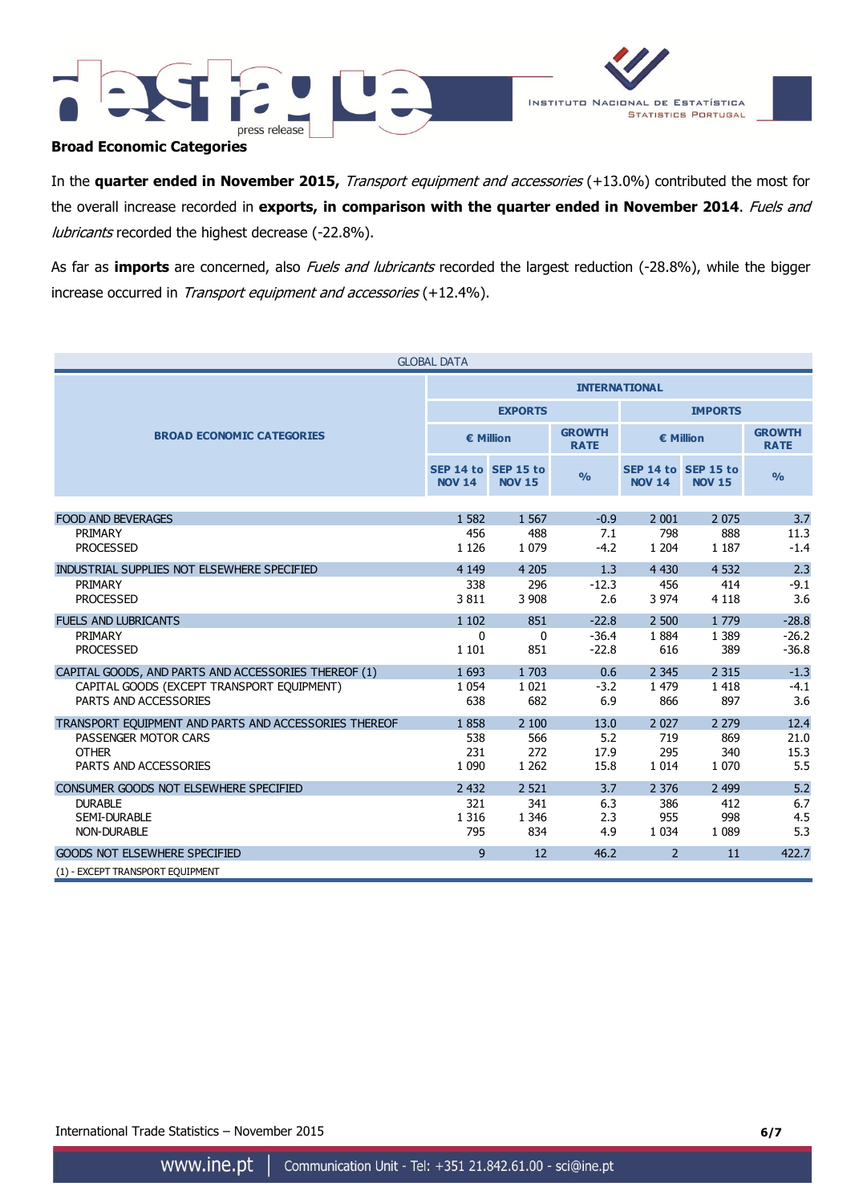## Broad Economic Categories

In the **quarter ended in November 2015,** *Transport equipment and accessories* (+13.0%) contributed the most for the overall increase recorded in **exports, in comparison with the quarter ended in November 2014**. *Fuels and lubricants* recorded the highest decrease (-22.8%).

As far as **imports** are concerned, also *Fuels and lubricants* recorded the largest reduction (-28.8%), while the bigger increase occurred in *Transport equipment and accessories* (+12.4%).

GLOBAL DATA

| BROAD ECONOMIC CATEGORIES | INTERNATIONAL | | | | | |
|---|---|---|---|---|---|---|
| | EXPORTS | | | IMPORTS | | |
| | € Million | | GROWTH RATE | € Million | | GROWTH RATE |
| | SEP 14 to NOV 14 | SEP 15 to NOV 15 | % | SEP 14 to NOV 14 | SEP 15 to NOV 15 | % |
| FOOD AND BEVERAGES | 1 582 | 1 567 | -0.9 | 2 001 | 2 075 | 3.7 |
| PRIMARY | 456 | 488 | 7.1 | 798 | 888 | 11.3 |
| PROCESSED | 1 126 | 1 079 | -4.2 | 1 204 | 1 187 | -1.4 |
| INDUSTRIAL SUPPLIES NOT ELSEWHERE SPECIFIED | 4 149 | 4 205 | 1.3 | 4 430 | 4 532 | 2.3 |
| PRIMARY | 338 | 296 | -12.3 | 456 | 414 | -9.1 |
| PROCESSED | 3 811 | 3 908 | 2.6 | 3 974 | 4 118 | 3.6 |
| FUELS AND LUBRICANTS | 1 102 | 851 | -22.8 | 2 500 | 1 779 | -28.8 |
| PRIMARY | 0 | 0 | -36.4 | 1 884 | 1 389 | -26.2 |
| PROCESSED | 1 101 | 851 | -22.8 | 616 | 389 | -36.8 |
| CAPITAL GOODS, AND PARTS AND ACCESSORIES THEREOF (1) | 1 693 | 1 703 | 0.6 | 2 345 | 2 315 | -1.3 |
| CAPITAL GOODS (EXCEPT TRANSPORT EQUIPMENT) | 1 054 | 1 021 | -3.2 | 1 479 | 1 418 | -4.1 |
| PARTS AND ACCESSORIES | 638 | 682 | 6.9 | 866 | 897 | 3.6 |
| TRANSPORT EQUIPMENT AND PARTS AND ACCESSORIES THEREOF | 1 858 | 2 100 | 13.0 | 2 027 | 2 279 | 12.4 |
| PASSENGER MOTOR CARS | 538 | 566 | 5.2 | 719 | 869 | 21.0 |
| OTHER | 231 | 272 | 17.9 | 295 | 340 | 15.3 |
| PARTS AND ACCESSORIES | 1 090 | 1 262 | 15.8 | 1 014 | 1 070 | 5.5 |
| CONSUMER GOODS NOT ELSEWHERE SPECIFIED | 2 432 | 2 521 | 3.7 | 2 376 | 2 499 | 5.2 |
| DURABLE | 321 | 341 | 6.3 | 386 | 412 | 6.7 |
| SEMI-DURABLE | 1 316 | 1 346 | 2.3 | 955 | 998 | 4.5 |
| NON-DURABLE | 795 | 834 | 4.9 | 1 034 | 1 089 | 5.3 |
| GOODS NOT ELSEWHERE SPECIFIED | 9 | 12 | 46.2 | 2 | 11 | 422.7 |

(1) - EXCEPT TRANSPORT EQUIPMENT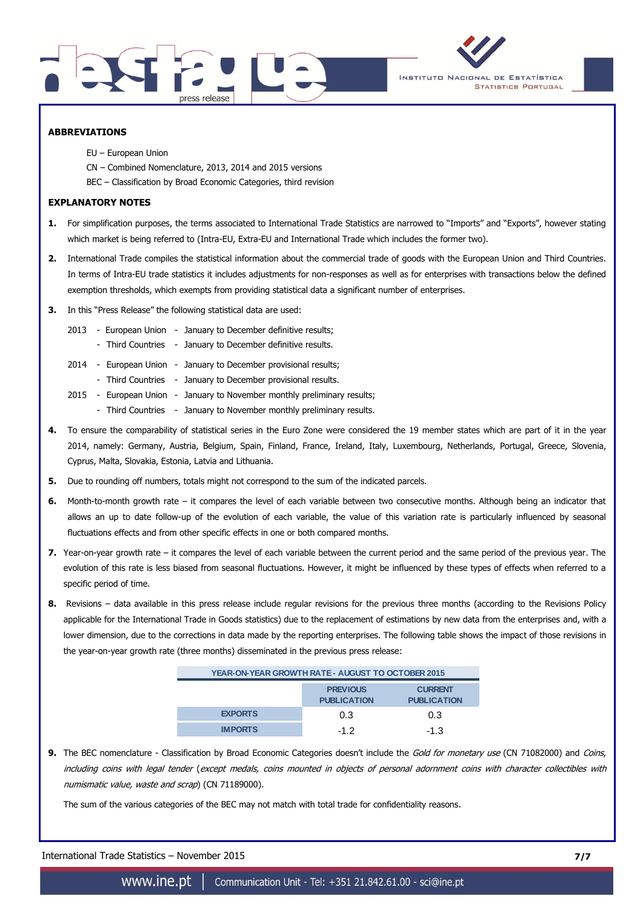## ABBREVIATIONS

EU – European Union

CN – Combined Nomenclature, 2013, 2014 and 2015 versions

BEC – Classification by Broad Economic Categories, third revision

## EXPLANATORY NOTES

1. For simplification purposes, the terms associated to International Trade Statistics are narrowed to "Imports" and "Exports", however stating which market is being referred to (Intra-EU, Extra-EU and International Trade which includes the former two).

2. International Trade compiles the statistical information about the commercial trade of goods with the European Union and Third Countries. In terms of Intra-EU trade statistics it includes adjustments for non-responses as well as for enterprises with transactions below the defined exemption thresholds, which exempts from providing statistical data a significant number of enterprises.

3. In this "Press Release" the following statistical data are used:

   2013 - European Union - January to December definitive results;
   - Third Countries - January to December definitive results.

   2014 - European Union - January to December provisional results;
   - Third Countries - January to December provisional results.

   2015 - European Union - January to November monthly preliminary results;
   - Third Countries - January to November monthly preliminary results.

4. To ensure the comparability of statistical series in the Euro Zone were considered the 19 member states which are part of it in the year 2014, namely: Germany, Austria, Belgium, Spain, Finland, France, Ireland, Italy, Luxembourg, Netherlands, Portugal, Greece, Slovenia, Cyprus, Malta, Slovakia, Estonia, Latvia and Lithuania.

5. Due to rounding off numbers, totals might not correspond to the sum of the indicated parcels.

6. Month-to-month growth rate – it compares the level of each variable between two consecutive months. Although being an indicator that allows an up to date follow-up of the evolution of each variable, the value of this variation rate is particularly influenced by seasonal fluctuations effects and from other specific effects in one or both compared months.

7. Year-on-year growth rate – it compares the level of each variable between the current period and the same period of the previous year. The evolution of this rate is less biased from seasonal fluctuations. However, it might be influenced by these types of effects when referred to a specific period of time.

8. Revisions – data available in this press release include regular revisions for the previous three months (according to the Revisions Policy applicable for the International Trade in Goods statistics) due to the replacement of estimations by new data from the enterprises and, with a lower dimension, due to the corrections in data made by the reporting enterprises. The following table shows the impact of those revisions in the year-on-year growth rate (three months) disseminated in the previous press release:

| YEAR-ON-YEAR GROWTH RATE - AUGUST TO OCTOBER 2015 | | |
|---|---|---|
| | PREVIOUS PUBLICATION | CURRENT PUBLICATION |
| EXPORTS | 0.3 | 0.3 |
| IMPORTS | -1.2 | -1.3 |

9. The BEC nomenclature - Classification by Broad Economic Categories doesn't include the *Gold for monetary use* (CN 71082000) and *Coins, including coins with legal tender* (*except medals, coins mounted in objects of personal adornment coins with character collectibles with numismatic value, waste and scrap*) (CN 71189000).

   The sum of the various categories of the BEC may not match with total trade for confidentiality reasons.